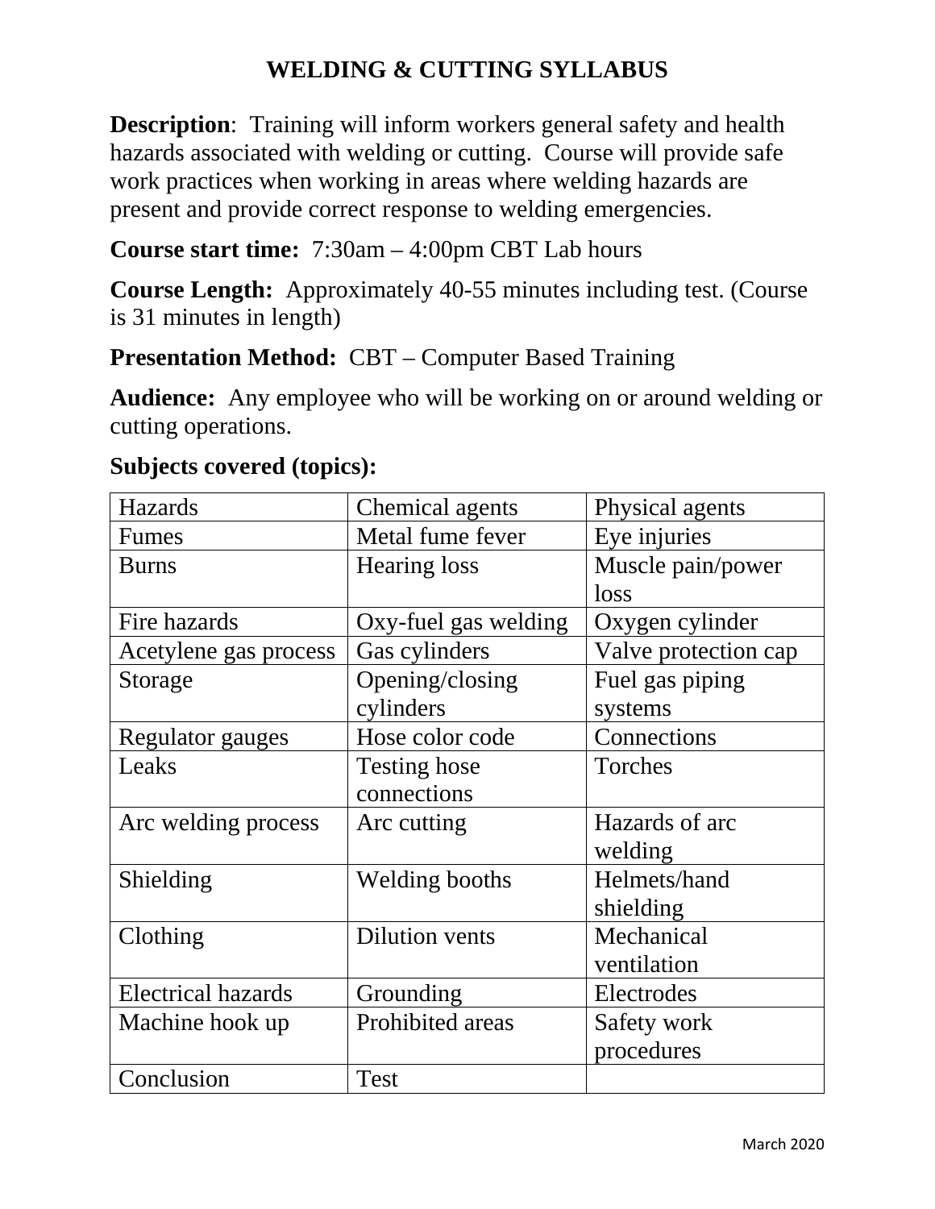# WELDING & CUTTING SYLLABUS

**Description**: Training will inform workers general safety and health hazards associated with welding or cutting. Course will provide safe work practices when working in areas where welding hazards are present and provide correct response to welding emergencies.

**Course start time:** 7:30am – 4:00pm CBT Lab hours

**Course Length:** Approximately 40-55 minutes including test. (Course is 31 minutes in length)

**Presentation Method:** CBT – Computer Based Training

**Audience:** Any employee who will be working on or around welding or cutting operations.

**Subjects covered (topics):**

| | | |
|---|---|---|
| Hazards | Chemical agents | Physical agents |
| Fumes | Metal fume fever | Eye injuries |
| Burns | Hearing loss | Muscle pain/power loss |
| Fire hazards | Oxy-fuel gas welding | Oxygen cylinder |
| Acetylene gas process | Gas cylinders | Valve protection cap |
| Storage | Opening/closing cylinders | Fuel gas piping systems |
| Regulator gauges | Hose color code | Connections |
| Leaks | Testing hose connections | Torches |
| Arc welding process | Arc cutting | Hazards of arc welding |
| Shielding | Welding booths | Helmets/hand shielding |
| Clothing | Dilution vents | Mechanical ventilation |
| Electrical hazards | Grounding | Electrodes |
| Machine hook up | Prohibited areas | Safety work procedures |
| Conclusion | Test | |

March 2020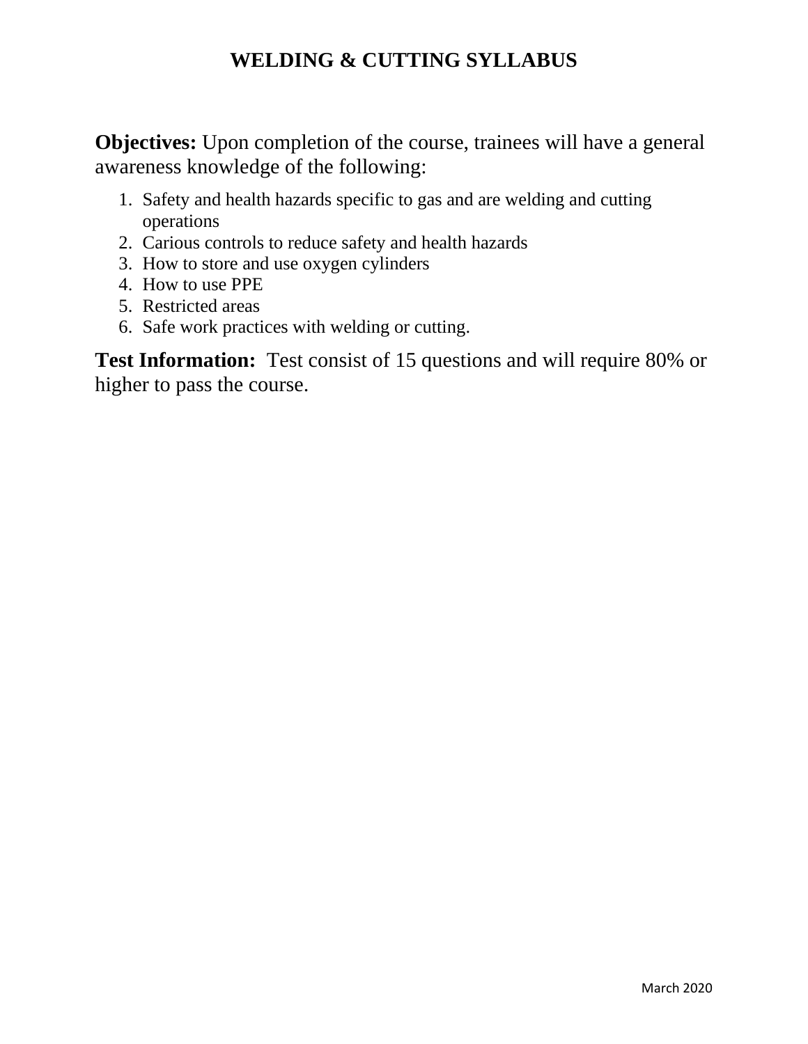# WELDING & CUTTING SYLLABUS

**Objectives:** Upon completion of the course, trainees will have a general awareness knowledge of the following:

1. Safety and health hazards specific to gas and are welding and cutting operations
2. Carious controls to reduce safety and health hazards
3. How to store and use oxygen cylinders
4. How to use PPE
5. Restricted areas
6. Safe work practices with welding or cutting.

**Test Information:** Test consist of 15 questions and will require 80% or higher to pass the course.

March 2020